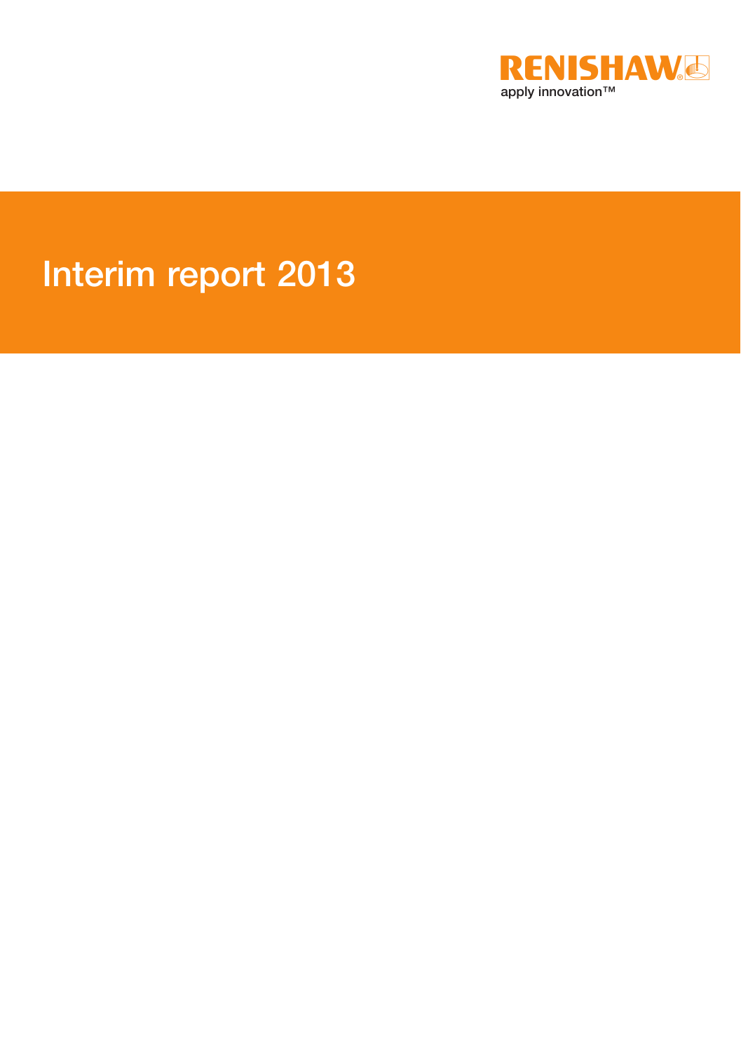RENISHAW

apply innovation™

# Interim report 2013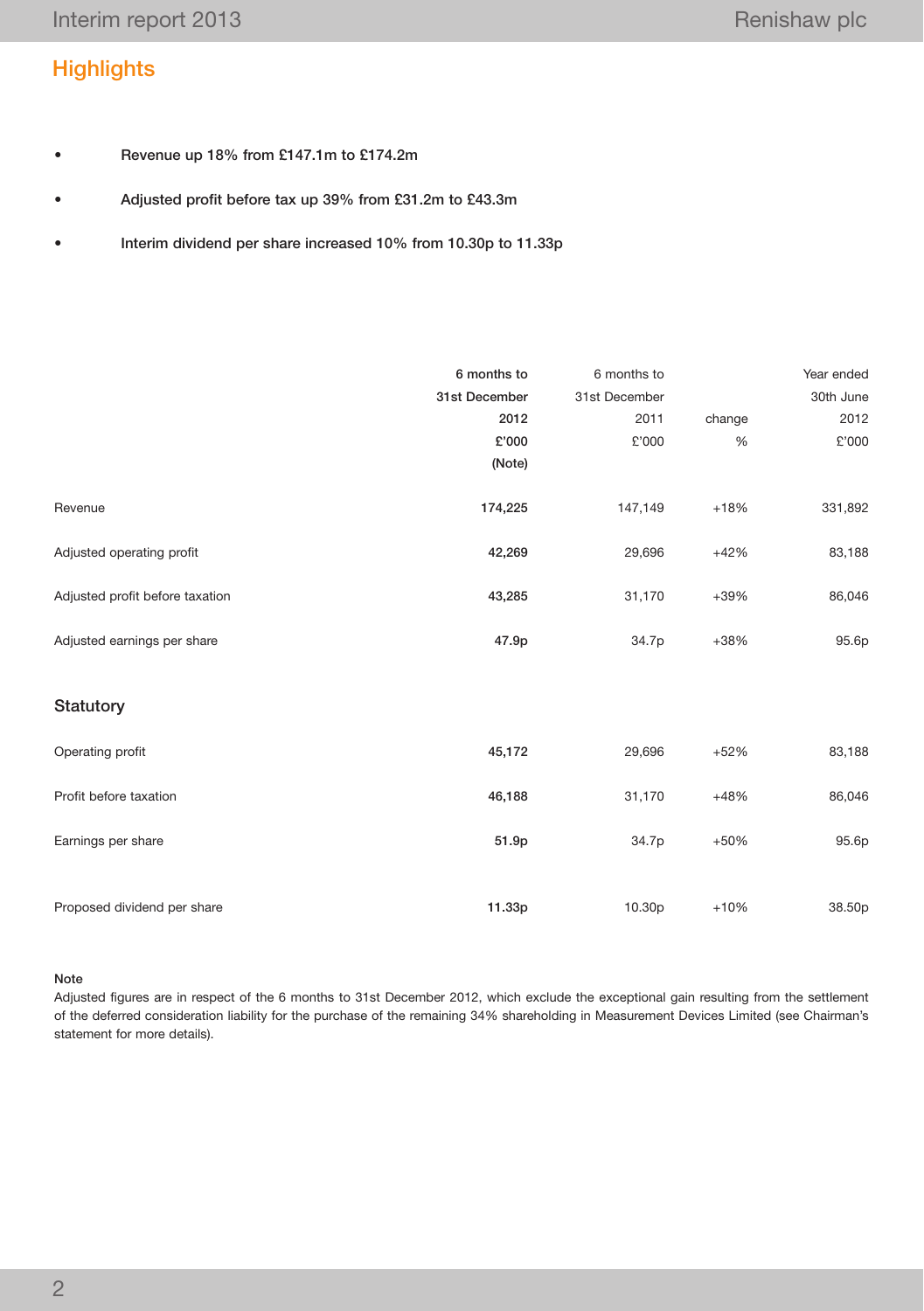## Highlights

- **Revenue up 18% from £147.1m to £174.2m**
- **Adjusted profit before tax up 39% from £31.2m to £43.3m**
- **Interim dividend per share increased 10% from 10.30p to 11.33p**

| | **6 months to 31st December 2012 £'000 (Note)** | 6 months to 31st December 2011 £'000 | change % | Year ended 30th June 2012 £'000 |
|---|---|---|---|---|
| Revenue | **174,225** | 147,149 | +18% | 331,892 |
| Adjusted operating profit | **42,269** | 29,696 | +42% | 83,188 |
| Adjusted profit before taxation | **43,285** | 31,170 | +39% | 86,046 |
| Adjusted earnings per share | **47.9p** | 34.7p | +38% | 95.6p |
| **Statutory** | | | | |
| Operating profit | **45,172** | 29,696 | +52% | 83,188 |
| Profit before taxation | **46,188** | 31,170 | +48% | 86,046 |
| Earnings per share | **51.9p** | 34.7p | +50% | 95.6p |
| Proposed dividend per share | **11.33p** | 10.30p | +10% | 38.50p |

**Note**

Adjusted figures are in respect of the 6 months to 31st December 2012, which exclude the exceptional gain resulting from the settlement of the deferred consideration liability for the purchase of the remaining 34% shareholding in Measurement Devices Limited (see Chairman's statement for more details).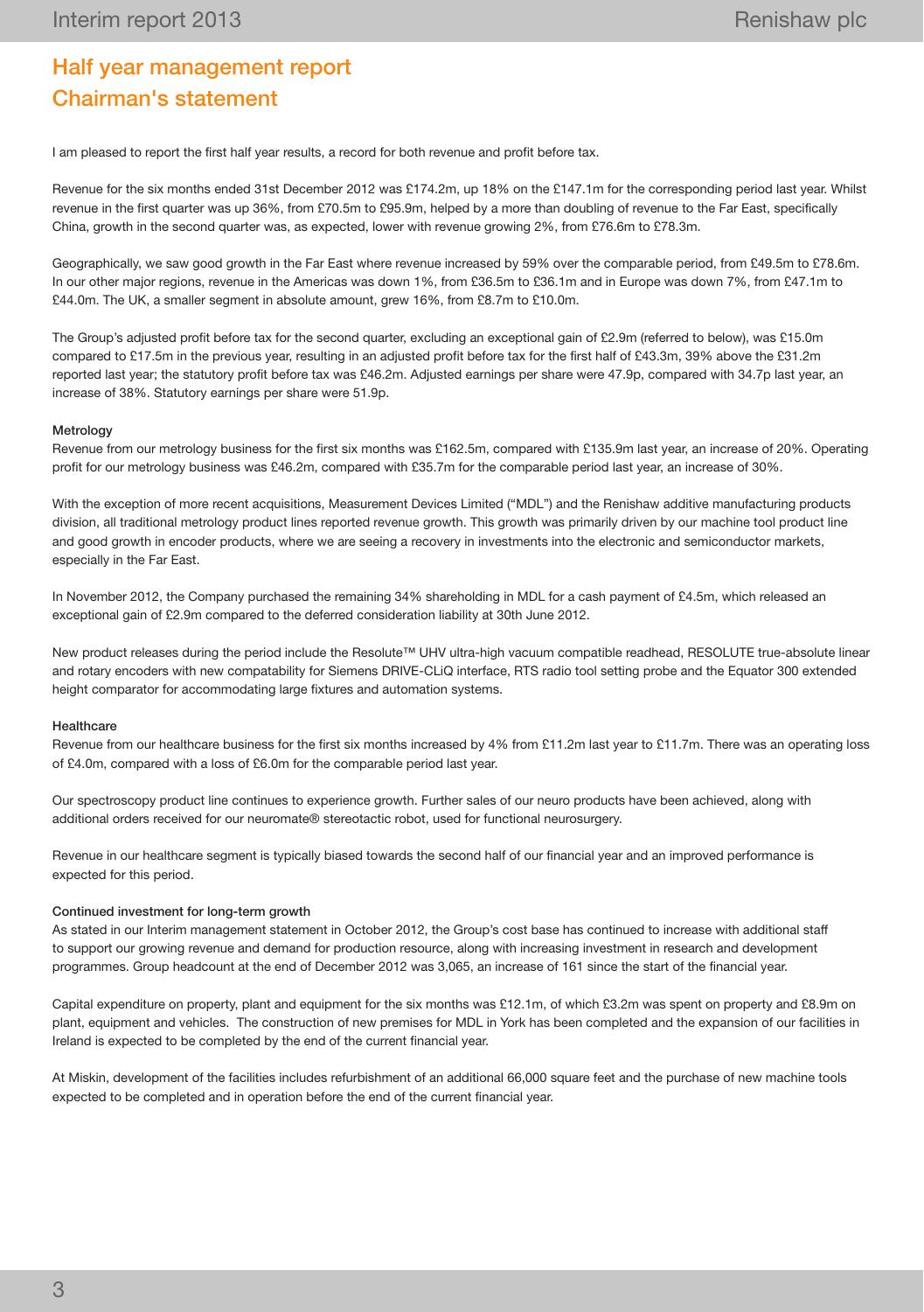## Half year management report

## Chairman's statement

I am pleased to report the first half year results, a record for both revenue and profit before tax.

Revenue for the six months ended 31st December 2012 was £174.2m, up 18% on the £147.1m for the corresponding period last year. Whilst revenue in the first quarter was up 36%, from £70.5m to £95.9m, helped by a more than doubling of revenue to the Far East, specifically China, growth in the second quarter was, as expected, lower with revenue growing 2%, from £76.6m to £78.3m.

Geographically, we saw good growth in the Far East where revenue increased by 59% over the comparable period, from £49.5m to £78.6m. In our other major regions, revenue in the Americas was down 1%, from £36.5m to £36.1m and in Europe was down 7%, from £47.1m to £44.0m. The UK, a smaller segment in absolute amount, grew 16%, from £8.7m to £10.0m.

The Group's adjusted profit before tax for the second quarter, excluding an exceptional gain of £2.9m (referred to below), was £15.0m compared to £17.5m in the previous year, resulting in an adjusted profit before tax for the first half of £43.3m, 39% above the £31.2m reported last year; the statutory profit before tax was £46.2m. Adjusted earnings per share were 47.9p, compared with 34.7p last year, an increase of 38%. Statutory earnings per share were 51.9p.

### Metrology

Revenue from our metrology business for the first six months was £162.5m, compared with £135.9m last year, an increase of 20%. Operating profit for our metrology business was £46.2m, compared with £35.7m for the comparable period last year, an increase of 30%.

With the exception of more recent acquisitions, Measurement Devices Limited ("MDL") and the Renishaw additive manufacturing products division, all traditional metrology product lines reported revenue growth. This growth was primarily driven by our machine tool product line and good growth in encoder products, where we are seeing a recovery in investments into the electronic and semiconductor markets, especially in the Far East.

In November 2012, the Company purchased the remaining 34% shareholding in MDL for a cash payment of £4.5m, which released an exceptional gain of £2.9m compared to the deferred consideration liability at 30th June 2012.

New product releases during the period include the Resolute™ UHV ultra-high vacuum compatible readhead, RESOLUTE true-absolute linear and rotary encoders with new compatability for Siemens DRIVE-CLiQ interface, RTS radio tool setting probe and the Equator 300 extended height comparator for accommodating large fixtures and automation systems.

### Healthcare

Revenue from our healthcare business for the first six months increased by 4% from £11.2m last year to £11.7m. There was an operating loss of £4.0m, compared with a loss of £6.0m for the comparable period last year.

Our spectroscopy product line continues to experience growth. Further sales of our neuro products have been achieved, along with additional orders received for our neuromate® stereotactic robot, used for functional neurosurgery.

Revenue in our healthcare segment is typically biased towards the second half of our financial year and an improved performance is expected for this period.

### Continued investment for long-term growth

As stated in our Interim management statement in October 2012, the Group's cost base has continued to increase with additional staff to support our growing revenue and demand for production resource, along with increasing investment in research and development programmes. Group headcount at the end of December 2012 was 3,065, an increase of 161 since the start of the financial year.

Capital expenditure on property, plant and equipment for the six months was £12.1m, of which £3.2m was spent on property and £8.9m on plant, equipment and vehicles. The construction of new premises for MDL in York has been completed and the expansion of our facilities in Ireland is expected to be completed by the end of the current financial year.

At Miskin, development of the facilities includes refurbishment of an additional 66,000 square feet and the purchase of new machine tools expected to be completed and in operation before the end of the current financial year.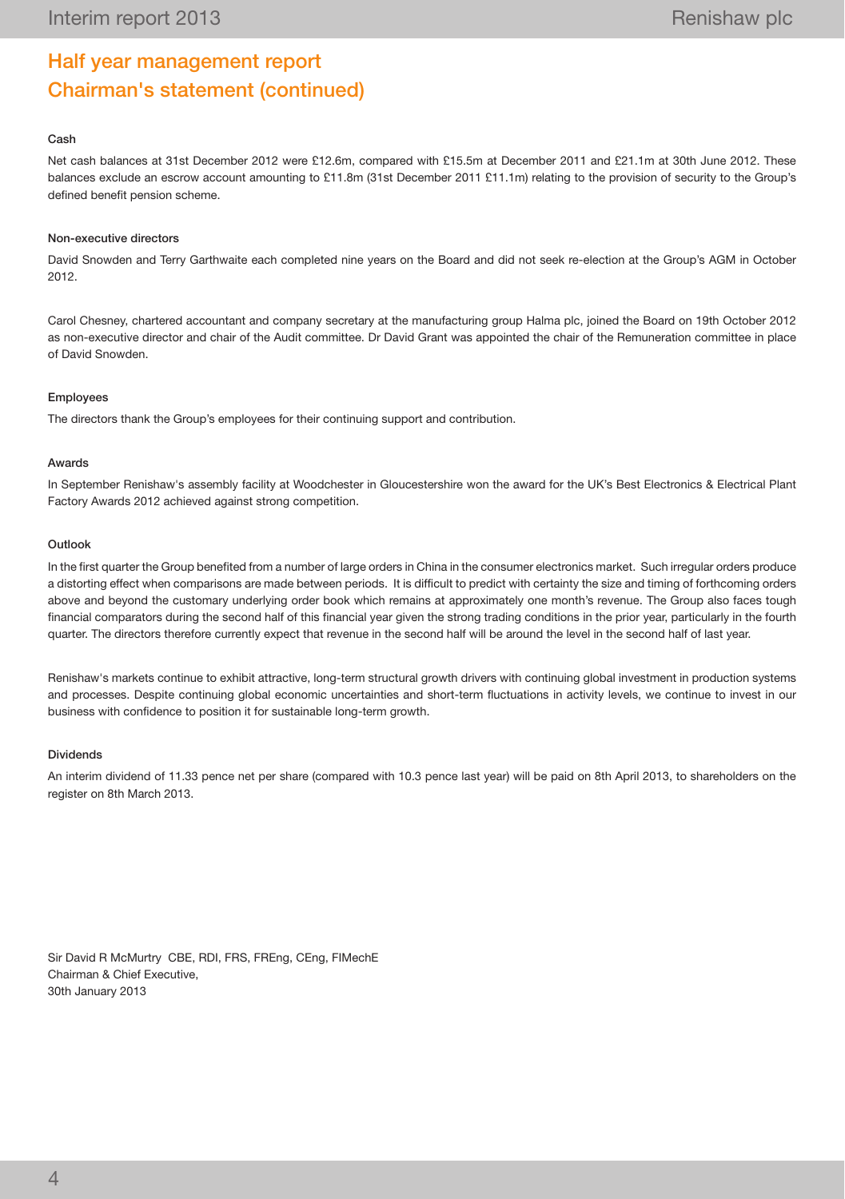# Half year management report
# Chairman's statement (continued)

### Cash

Net cash balances at 31st December 2012 were £12.6m, compared with £15.5m at December 2011 and £21.1m at 30th June 2012. These balances exclude an escrow account amounting to £11.8m (31st December 2011 £11.1m) relating to the provision of security to the Group's defined benefit pension scheme.

### Non-executive directors

David Snowden and Terry Garthwaite each completed nine years on the Board and did not seek re-election at the Group's AGM in October 2012.

Carol Chesney, chartered accountant and company secretary at the manufacturing group Halma plc, joined the Board on 19th October 2012 as non-executive director and chair of the Audit committee. Dr David Grant was appointed the chair of the Remuneration committee in place of David Snowden.

### Employees

The directors thank the Group's employees for their continuing support and contribution.

### Awards

In September Renishaw's assembly facility at Woodchester in Gloucestershire won the award for the UK's Best Electronics & Electrical Plant Factory Awards 2012 achieved against strong competition.

### Outlook

In the first quarter the Group benefited from a number of large orders in China in the consumer electronics market. Such irregular orders produce a distorting effect when comparisons are made between periods. It is difficult to predict with certainty the size and timing of forthcoming orders above and beyond the customary underlying order book which remains at approximately one month's revenue. The Group also faces tough financial comparators during the second half of this financial year given the strong trading conditions in the prior year, particularly in the fourth quarter. The directors therefore currently expect that revenue in the second half will be around the level in the second half of last year.

Renishaw's markets continue to exhibit attractive, long-term structural growth drivers with continuing global investment in production systems and processes. Despite continuing global economic uncertainties and short-term fluctuations in activity levels, we continue to invest in our business with confidence to position it for sustainable long-term growth.

### Dividends

An interim dividend of 11.33 pence net per share (compared with 10.3 pence last year) will be paid on 8th April 2013, to shareholders on the register on 8th March 2013.

Sir David R McMurtry CBE, RDI, FRS, FREng, CEng, FIMechE
Chairman & Chief Executive,
30th January 2013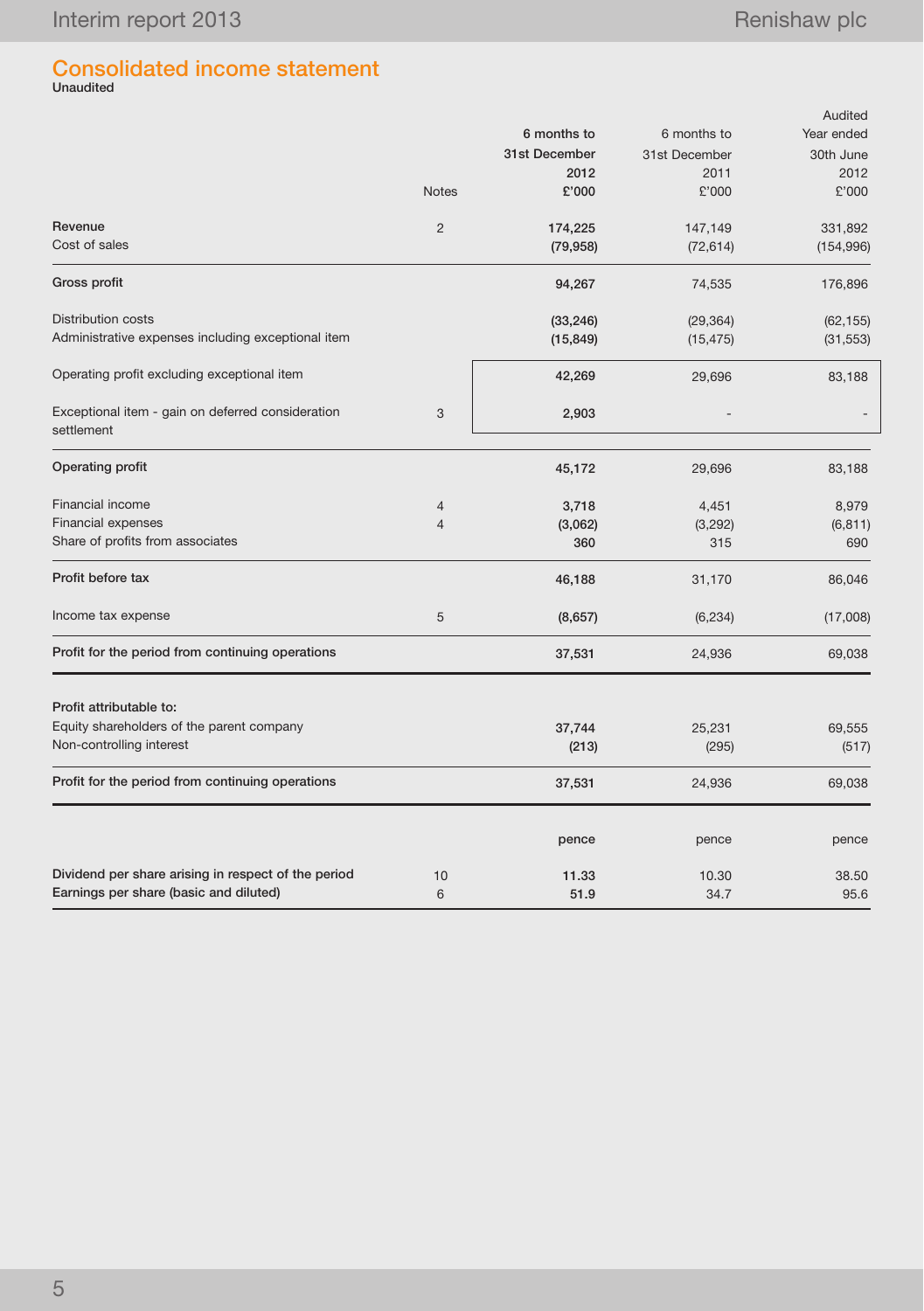# Consolidated income statement

**Unaudited**

| | Notes | 6 months to 31st December 2012 £'000 | 6 months to 31st December 2011 £'000 | Audited Year ended 30th June 2012 £'000 |
|---|---|---|---|---|
| **Revenue** | 2 | **174,225** | 147,149 | 331,892 |
| Cost of sales | | **(79,958)** | (72,614) | (154,996) |
| **Gross profit** | | **94,267** | 74,535 | 176,896 |
| Distribution costs | | **(33,246)** | (29,364) | (62,155) |
| Administrative expenses including exceptional item | | **(15,849)** | (15,475) | (31,553) |
| Operating profit excluding exceptional item | | **42,269** | 29,696 | 83,188 |
| Exceptional item - gain on deferred consideration settlement | 3 | **2,903** | - | - |
| **Operating profit** | | **45,172** | 29,696 | 83,188 |
| Financial income | 4 | **3,718** | 4,451 | 8,979 |
| Financial expenses | 4 | **(3,062)** | (3,292) | (6,811) |
| Share of profits from associates | | **360** | 315 | 690 |
| **Profit before tax** | | **46,188** | 31,170 | 86,046 |
| Income tax expense | 5 | **(8,657)** | (6,234) | (17,008) |
| **Profit for the period from continuing operations** | | **37,531** | 24,936 | 69,038 |
| **Profit attributable to:** | | | | |
| Equity shareholders of the parent company | | **37,744** | 25,231 | 69,555 |
| Non-controlling interest | | **(213)** | (295) | (517) |
| **Profit for the period from continuing operations** | | **37,531** | 24,936 | 69,038 |
| | | **pence** | pence | pence |
| **Dividend per share arising in respect of the period** | 10 | **11.33** | 10.30 | 38.50 |
| **Earnings per share (basic and diluted)** | 6 | **51.9** | 34.7 | 95.6 |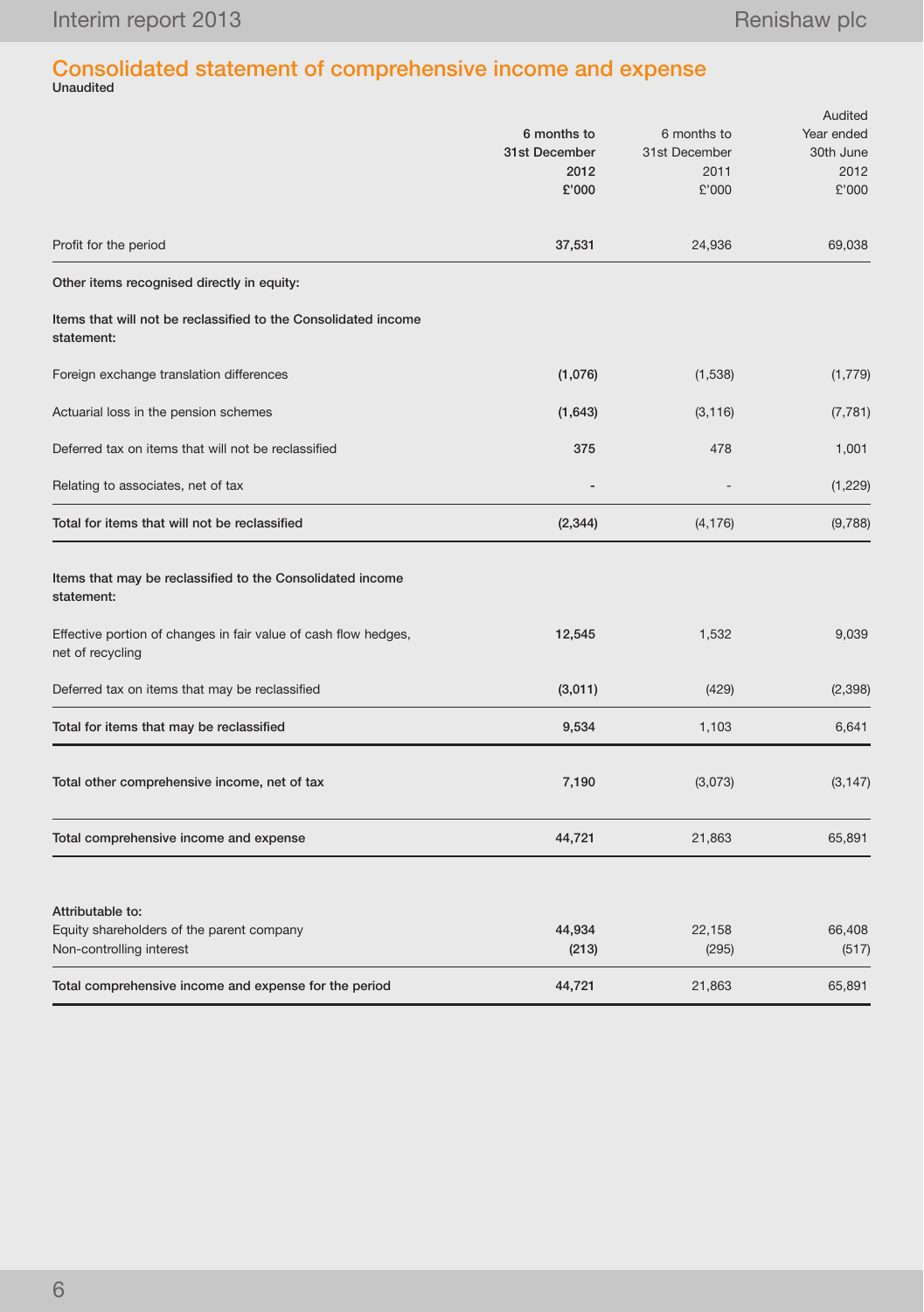## Consolidated statement of comprehensive income and expense

**Unaudited**

| | 6 months to 31st December 2012 £'000 | 6 months to 31st December 2011 £'000 | Audited Year ended 30th June 2012 £'000 |
|---|---|---|---|
| Profit for the period | **37,531** | 24,936 | 69,038 |
| **Other items recognised directly in equity:** | | | |
| **Items that will not be reclassified to the Consolidated income statement:** | | | |
| Foreign exchange translation differences | **(1,076)** | (1,538) | (1,779) |
| Actuarial loss in the pension schemes | **(1,643)** | (3,116) | (7,781) |
| Deferred tax on items that will not be reclassified | **375** | 478 | 1,001 |
| Relating to associates, net of tax | **-** | - | (1,229) |
| **Total for items that will not be reclassified** | **(2,344)** | (4,176) | (9,788) |
| **Items that may be reclassified to the Consolidated income statement:** | | | |
| Effective portion of changes in fair value of cash flow hedges, net of recycling | **12,545** | 1,532 | 9,039 |
| Deferred tax on items that may be reclassified | **(3,011)** | (429) | (2,398) |
| **Total for items that may be reclassified** | **9,534** | 1,103 | 6,641 |
| **Total other comprehensive income, net of tax** | **7,190** | (3,073) | (3,147) |
| **Total comprehensive income and expense** | **44,721** | 21,863 | 65,891 |
| **Attributable to:** | | | |
| Equity shareholders of the parent company | **44,934** | 22,158 | 66,408 |
| Non-controlling interest | **(213)** | (295) | (517) |
| **Total comprehensive income and expense for the period** | **44,721** | 21,863 | 65,891 |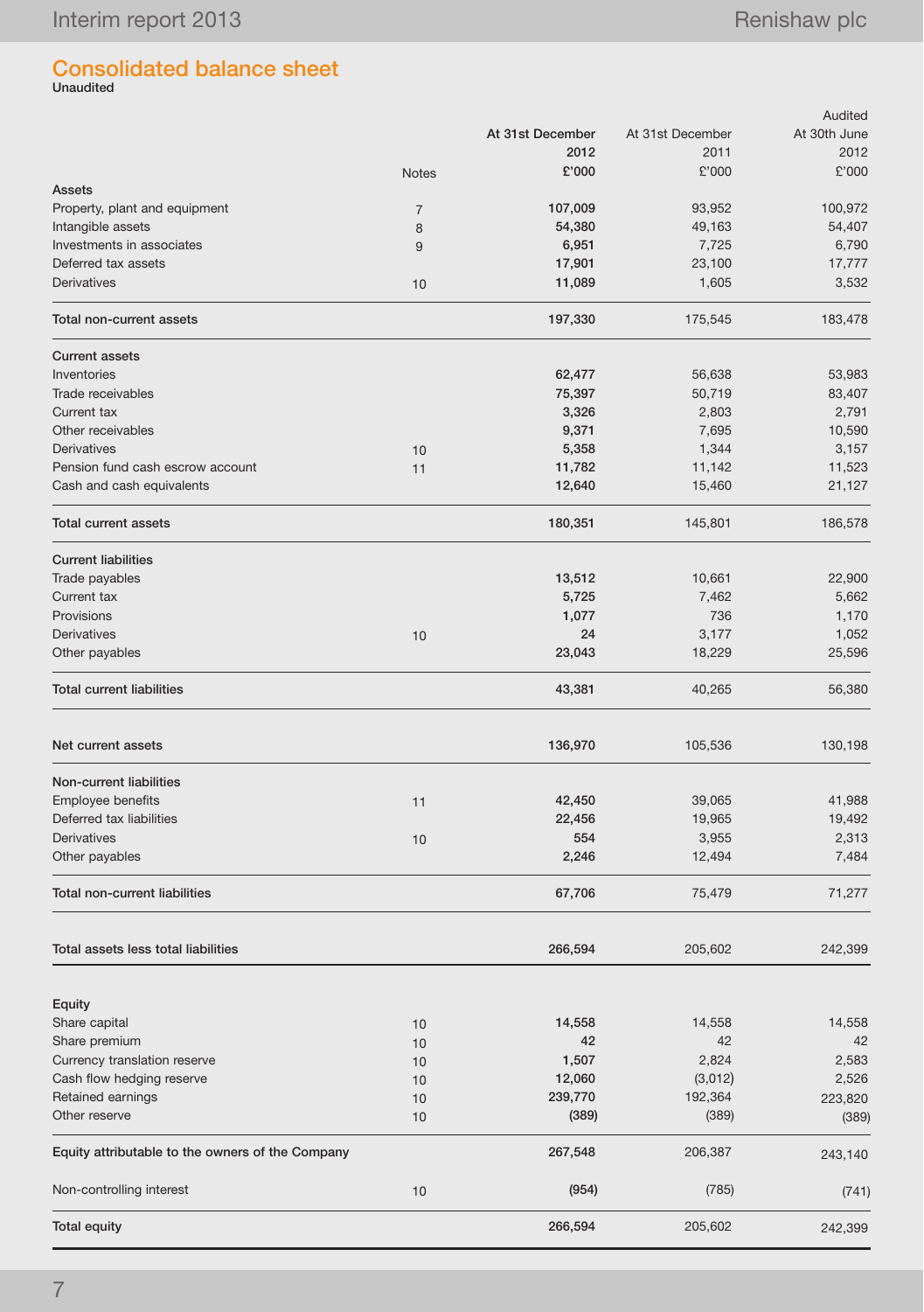# Consolidated balance sheet

**Unaudited**

| | Notes | At 31st December 2012 £'000 | At 31st December 2011 £'000 | Audited At 30th June 2012 £'000 |
|---|---|---|---|---|
| **Assets** | | | | |
| Property, plant and equipment | 7 | **107,009** | 93,952 | 100,972 |
| Intangible assets | 8 | **54,380** | 49,163 | 54,407 |
| Investments in associates | 9 | **6,951** | 7,725 | 6,790 |
| Deferred tax assets | | **17,901** | 23,100 | 17,777 |
| Derivatives | 10 | **11,089** | 1,605 | 3,532 |
| **Total non-current assets** | | **197,330** | 175,545 | 183,478 |
| **Current assets** | | | | |
| Inventories | | **62,477** | 56,638 | 53,983 |
| Trade receivables | | **75,397** | 50,719 | 83,407 |
| Current tax | | **3,326** | 2,803 | 2,791 |
| Other receivables | | **9,371** | 7,695 | 10,590 |
| Derivatives | 10 | **5,358** | 1,344 | 3,157 |
| Pension fund cash escrow account | 11 | **11,782** | 11,142 | 11,523 |
| Cash and cash equivalents | | **12,640** | 15,460 | 21,127 |
| **Total current assets** | | **180,351** | 145,801 | 186,578 |
| **Current liabilities** | | | | |
| Trade payables | | **13,512** | 10,661 | 22,900 |
| Current tax | | **5,725** | 7,462 | 5,662 |
| Provisions | | **1,077** | 736 | 1,170 |
| Derivatives | 10 | **24** | 3,177 | 1,052 |
| Other payables | | **23,043** | 18,229 | 25,596 |
| **Total current liabilities** | | **43,381** | 40,265 | 56,380 |
| **Net current assets** | | **136,970** | 105,536 | 130,198 |
| **Non-current liabilities** | | | | |
| Employee benefits | 11 | **42,450** | 39,065 | 41,988 |
| Deferred tax liabilities | | **22,456** | 19,965 | 19,492 |
| Derivatives | 10 | **554** | 3,955 | 2,313 |
| Other payables | | **2,246** | 12,494 | 7,484 |
| **Total non-current liabilities** | | **67,706** | 75,479 | 71,277 |
| **Total assets less total liabilities** | | **266,594** | 205,602 | 242,399 |
| **Equity** | | | | |
| Share capital | 10 | **14,558** | 14,558 | 14,558 |
| Share premium | 10 | **42** | 42 | 42 |
| Currency translation reserve | 10 | **1,507** | 2,824 | 2,583 |
| Cash flow hedging reserve | 10 | **12,060** | (3,012) | 2,526 |
| Retained earnings | 10 | **239,770** | 192,364 | 223,820 |
| Other reserve | 10 | **(389)** | (389) | (389) |
| **Equity attributable to the owners of the Company** | | **267,548** | 206,387 | 243,140 |
| Non-controlling interest | 10 | **(954)** | (785) | (741) |
| **Total equity** | | **266,594** | 205,602 | 242,399 |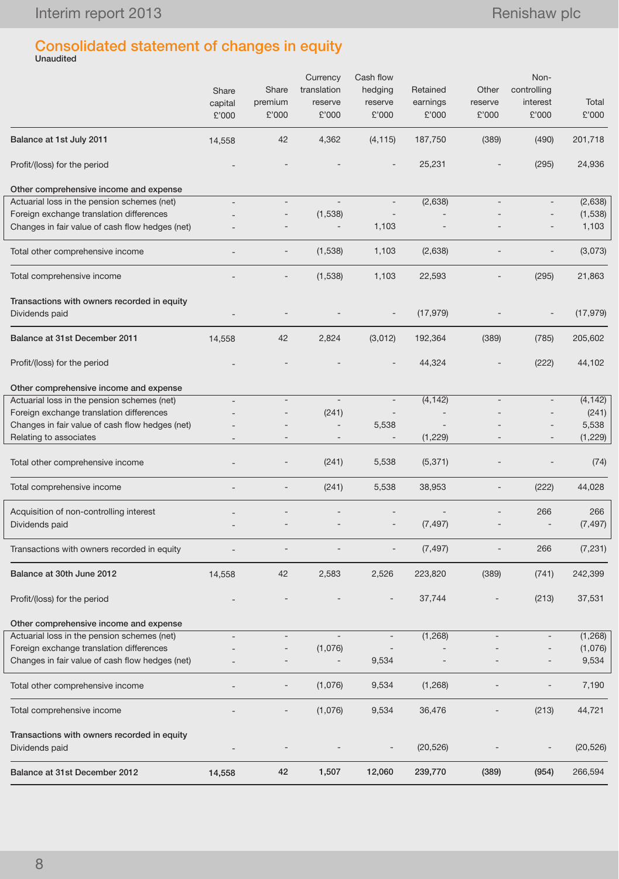# Consolidated statement of changes in equity

**Unaudited**

| | Share capital £'000 | Share premium £'000 | Currency translation reserve £'000 | Cash flow hedging reserve £'000 | Retained earnings £'000 | Other reserve £'000 | Non-controlling interest £'000 | Total £'000 |
|---|---|---|---|---|---|---|---|---|
| **Balance at 1st July 2011** | 14,558 | 42 | 4,362 | (4,115) | 187,750 | (389) | (490) | 201,718 |
| Profit/(loss) for the period | - | - | - | - | 25,231 | - | (295) | 24,936 |
| **Other comprehensive income and expense** | | | | | | | | |
| Actuarial loss in the pension schemes (net) | - | - | - | - | (2,638) | - | - | (2,638) |
| Foreign exchange translation differences | - | - | (1,538) | - | - | - | - | (1,538) |
| Changes in fair value of cash flow hedges (net) | - | - | - | 1,103 | - | - | - | 1,103 |
| Total other comprehensive income | - | - | (1,538) | 1,103 | (2,638) | - | - | (3,073) |
| Total comprehensive income | - | - | (1,538) | 1,103 | 22,593 | - | (295) | 21,863 |
| **Transactions with owners recorded in equity** | | | | | | | | |
| Dividends paid | - | - | - | - | (17,979) | - | - | (17,979) |
| **Balance at 31st December 2011** | 14,558 | 42 | 2,824 | (3,012) | 192,364 | (389) | (785) | 205,602 |
| Profit/(loss) for the period | - | - | - | - | 44,324 | - | (222) | 44,102 |
| **Other comprehensive income and expense** | | | | | | | | |
| Actuarial loss in the pension schemes (net) | - | - | - | - | (4,142) | - | - | (4,142) |
| Foreign exchange translation differences | - | - | (241) | - | - | - | - | (241) |
| Changes in fair value of cash flow hedges (net) | - | - | - | 5,538 | - | - | - | 5,538 |
| Relating to associates | - | - | - | - | (1,229) | - | - | (1,229) |
| Total other comprehensive income | - | - | (241) | 5,538 | (5,371) | - | - | (74) |
| Total comprehensive income | - | - | (241) | 5,538 | 38,953 | - | (222) | 44,028 |
| Acquisition of non-controlling interest | - | - | - | - | - | - | 266 | 266 |
| Dividends paid | - | - | - | - | (7,497) | - | - | (7,497) |
| Transactions with owners recorded in equity | - | - | - | - | (7,497) | - | 266 | (7,231) |
| **Balance at 30th June 2012** | 14,558 | 42 | 2,583 | 2,526 | 223,820 | (389) | (741) | 242,399 |
| Profit/(loss) for the period | - | - | - | - | 37,744 | - | (213) | 37,531 |
| **Other comprehensive income and expense** | | | | | | | | |
| Actuarial loss in the pension schemes (net) | - | - | - | - | (1,268) | - | - | (1,268) |
| Foreign exchange translation differences | - | - | (1,076) | - | - | - | - | (1,076) |
| Changes in fair value of cash flow hedges (net) | - | - | - | 9,534 | - | - | - | 9,534 |
| Total other comprehensive income | - | - | (1,076) | 9,534 | (1,268) | - | - | 7,190 |
| Total comprehensive income | - | - | (1,076) | 9,534 | 36,476 | - | (213) | 44,721 |
| **Transactions with owners recorded in equity** | | | | | | | | |
| Dividends paid | - | - | - | - | (20,526) | - | - | (20,526) |
| **Balance at 31st December 2012** | **14,558** | **42** | **1,507** | **12,060** | **239,770** | **(389)** | **(954)** | 266,594 |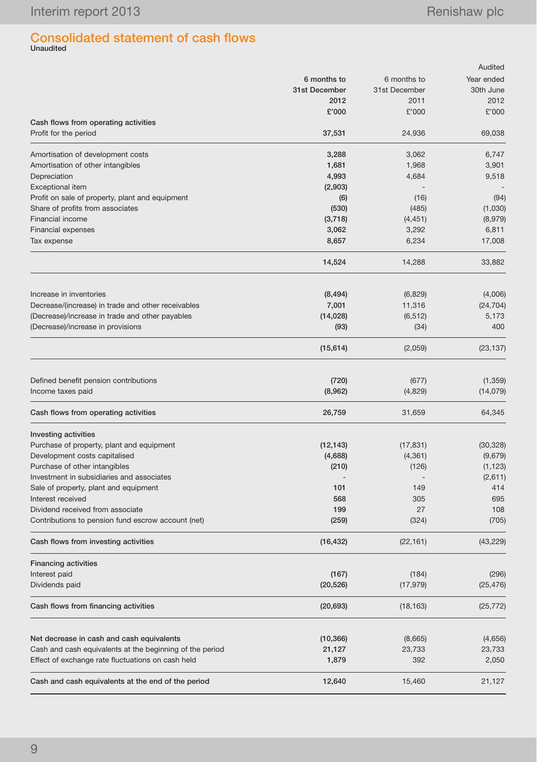# Consolidated statement of cash flows

**Unaudited**

| | 6 months to 31st December 2012 £'000 | 6 months to 31st December 2011 £'000 | Audited Year ended 30th June 2012 £'000 |
|---|---|---|---|
| **Cash flows from operating activities** | | | |
| Profit for the period | **37,531** | 24,936 | 69,038 |
| Amortisation of development costs | **3,288** | 3,062 | 6,747 |
| Amortisation of other intangibles | **1,681** | 1,968 | 3,901 |
| Depreciation | **4,993** | 4,684 | 9,518 |
| Exceptional item | **(2,903)** | - | - |
| Profit on sale of property, plant and equipment | **(6)** | (16) | (94) |
| Share of profits from associates | **(530)** | (485) | (1,030) |
| Financial income | **(3,718)** | (4,451) | (8,979) |
| Financial expenses | **3,062** | 3,292 | 6,811 |
| Tax expense | **8,657** | 6,234 | 17,008 |
| | **14,524** | 14,288 | 33,882 |
| Increase in inventories | **(8,494)** | (6,829) | (4,006) |
| Decrease/(increase) in trade and other receivables | **7,001** | 11,316 | (24,704) |
| (Decrease)/increase in trade and other payables | **(14,028)** | (6,512) | 5,173 |
| (Decrease)/increase in provisions | **(93)** | (34) | 400 |
| | **(15,614)** | (2,059) | (23,137) |
| Defined benefit pension contributions | **(720)** | (677) | (1,359) |
| Income taxes paid | **(8,962)** | (4,829) | (14,079) |
| **Cash flows from operating activities** | **26,759** | 31,659 | 64,345 |
| **Investing activities** | | | |
| Purchase of property, plant and equipment | **(12,143)** | (17,831) | (30,328) |
| Development costs capitalised | **(4,688)** | (4,361) | (9,679) |
| Purchase of other intangibles | **(210)** | (126) | (1,123) |
| Investment in subsidiaries and associates | **-** | - | (2,611) |
| Sale of property, plant and equipment | **101** | 149 | 414 |
| Interest received | **568** | 305 | 695 |
| Dividend received from associate | **199** | 27 | 108 |
| Contributions to pension fund escrow account (net) | **(259)** | (324) | (705) |
| **Cash flows from investing activities** | **(16,432)** | (22,161) | (43,229) |
| **Financing activities** | | | |
| Interest paid | **(167)** | (184) | (296) |
| Dividends paid | **(20,526)** | (17,979) | (25,476) |
| **Cash flows from financing activities** | **(20,693)** | (18,163) | (25,772) |
| **Net decrease in cash and cash equivalents** | **(10,366)** | (8,665) | (4,656) |
| Cash and cash equivalents at the beginning of the period | **21,127** | 23,733 | 23,733 |
| Effect of exchange rate fluctuations on cash held | **1,879** | 392 | 2,050 |
| **Cash and cash equivalents at the end of the period** | **12,640** | 15,460 | 21,127 |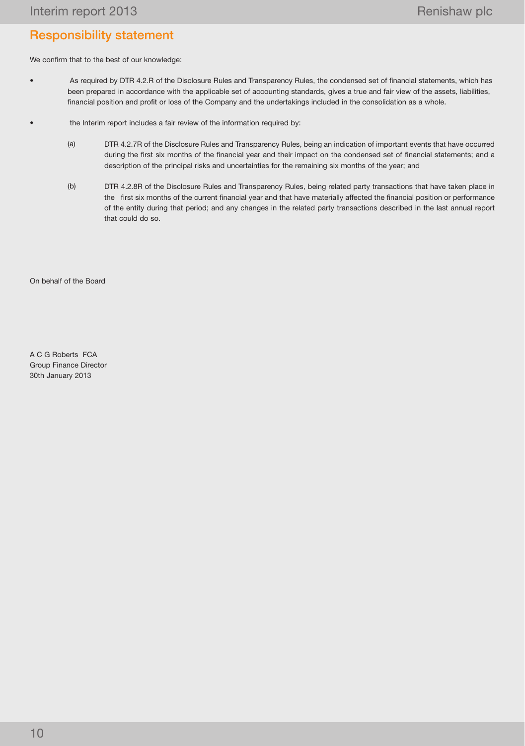## Responsibility statement

We confirm that to the best of our knowledge:

- As required by DTR 4.2.R of the Disclosure Rules and Transparency Rules, the condensed set of financial statements, which has been prepared in accordance with the applicable set of accounting standards, gives a true and fair view of the assets, liabilities, financial position and profit or loss of the Company and the undertakings included in the consolidation as a whole.

- the Interim report includes a fair review of the information required by:

  (a) DTR 4.2.7R of the Disclosure Rules and Transparency Rules, being an indication of important events that have occurred during the first six months of the financial year and their impact on the condensed set of financial statements; and a description of the principal risks and uncertainties for the remaining six months of the year; and

  (b) DTR 4.2.8R of the Disclosure Rules and Transparency Rules, being related party transactions that have taken place in the first six months of the current financial year and that have materially affected the financial position or performance of the entity during that period; and any changes in the related party transactions described in the last annual report that could do so.

On behalf of the Board

A C G Roberts FCA
Group Finance Director
30th January 2013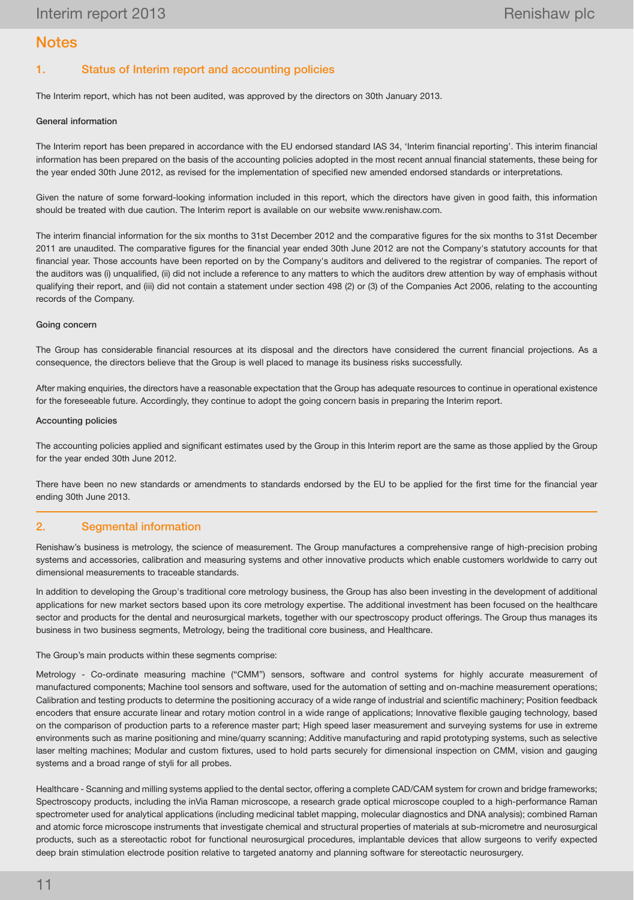# Notes

## 1. Status of Interim report and accounting policies

The Interim report, which has not been audited, was approved by the directors on 30th January 2013.

### General information

The Interim report has been prepared in accordance with the EU endorsed standard IAS 34, 'Interim financial reporting'. This interim financial information has been prepared on the basis of the accounting policies adopted in the most recent annual financial statements, these being for the year ended 30th June 2012, as revised for the implementation of specified new amended endorsed standards or interpretations.

Given the nature of some forward-looking information included in this report, which the directors have given in good faith, this information should be treated with due caution. The Interim report is available on our website www.renishaw.com.

The interim financial information for the six months to 31st December 2012 and the comparative figures for the six months to 31st December 2011 are unaudited. The comparative figures for the financial year ended 30th June 2012 are not the Company's statutory accounts for that financial year. Those accounts have been reported on by the Company's auditors and delivered to the registrar of companies. The report of the auditors was (i) unqualified, (ii) did not include a reference to any matters to which the auditors drew attention by way of emphasis without qualifying their report, and (iii) did not contain a statement under section 498 (2) or (3) of the Companies Act 2006, relating to the accounting records of the Company.

### Going concern

The Group has considerable financial resources at its disposal and the directors have considered the current financial projections. As a consequence, the directors believe that the Group is well placed to manage its business risks successfully.

After making enquiries, the directors have a reasonable expectation that the Group has adequate resources to continue in operational existence for the foreseeable future. Accordingly, they continue to adopt the going concern basis in preparing the Interim report.

### Accounting policies

The accounting policies applied and significant estimates used by the Group in this Interim report are the same as those applied by the Group for the year ended 30th June 2012.

There have been no new standards or amendments to standards endorsed by the EU to be applied for the first time for the financial year ending 30th June 2013.

## 2. Segmental information

Renishaw's business is metrology, the science of measurement. The Group manufactures a comprehensive range of high-precision probing systems and accessories, calibration and measuring systems and other innovative products which enable customers worldwide to carry out dimensional measurements to traceable standards.

In addition to developing the Group's traditional core metrology business, the Group has also been investing in the development of additional applications for new market sectors based upon its core metrology expertise. The additional investment has been focused on the healthcare sector and products for the dental and neurosurgical markets, together with our spectroscopy product offerings. The Group thus manages its business in two business segments, Metrology, being the traditional core business, and Healthcare.

The Group's main products within these segments comprise:

Metrology - Co-ordinate measuring machine ("CMM") sensors, software and control systems for highly accurate measurement of manufactured components; Machine tool sensors and software, used for the automation of setting and on-machine measurement operations; Calibration and testing products to determine the positioning accuracy of a wide range of industrial and scientific machinery; Position feedback encoders that ensure accurate linear and rotary motion control in a wide range of applications; Innovative flexible gauging technology, based on the comparison of production parts to a reference master part; High speed laser measurement and surveying systems for use in extreme environments such as marine positioning and mine/quarry scanning; Additive manufacturing and rapid prototyping systems, such as selective laser melting machines; Modular and custom fixtures, used to hold parts securely for dimensional inspection on CMM, vision and gauging systems and a broad range of styli for all probes.

Healthcare - Scanning and milling systems applied to the dental sector, offering a complete CAD/CAM system for crown and bridge frameworks; Spectroscopy products, including the inVia Raman microscope, a research grade optical microscope coupled to a high-performance Raman spectrometer used for analytical applications (including medicinal tablet mapping, molecular diagnostics and DNA analysis); combined Raman and atomic force microscope instruments that investigate chemical and structural properties of materials at sub-micrometre and neurosurgical products, such as a stereotactic robot for functional neurosurgical procedures, implantable devices that allow surgeons to verify expected deep brain stimulation electrode position relative to targeted anatomy and planning software for stereotactic neurosurgery.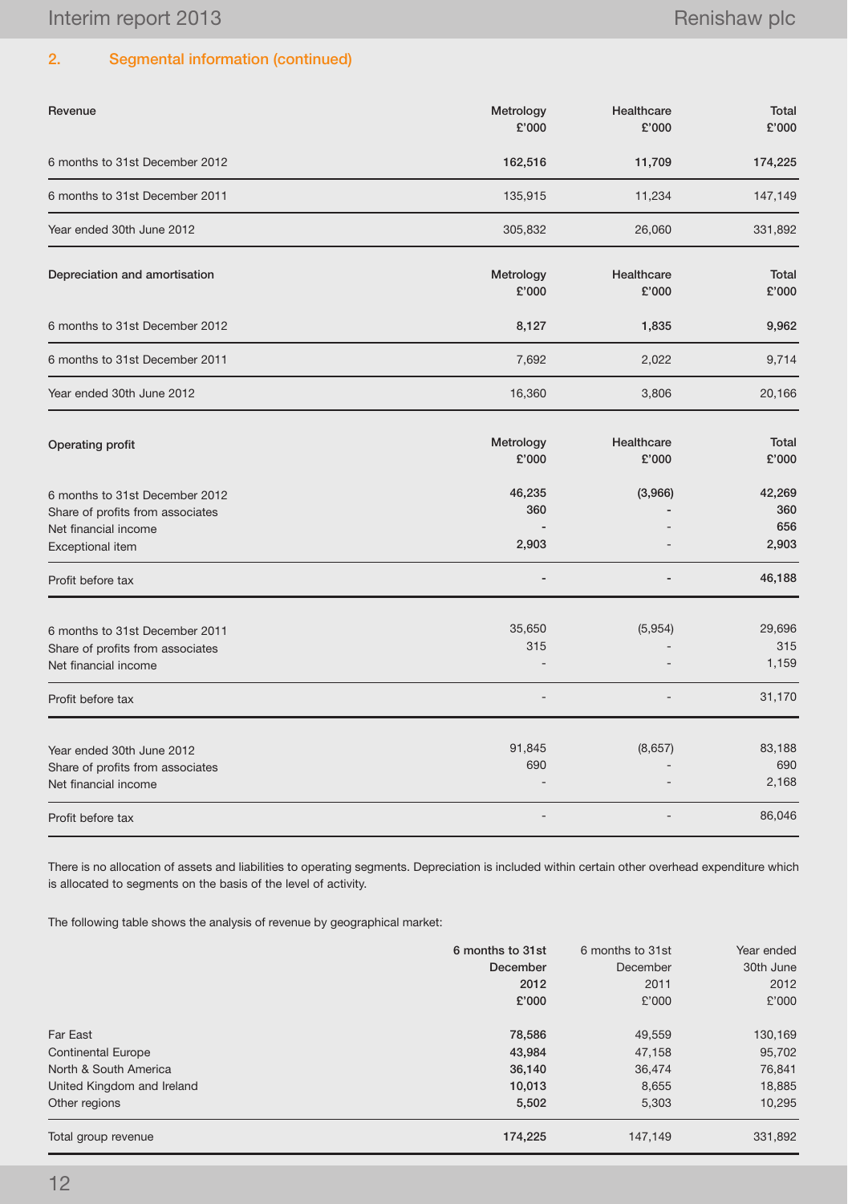## 2. Segmental information (continued)

| Revenue | Metrology £'000 | Healthcare £'000 | Total £'000 |
|---|---|---|---|
| 6 months to 31st December 2012 | **162,516** | **11,709** | **174,225** |
| 6 months to 31st December 2011 | 135,915 | 11,234 | 147,149 |
| Year ended 30th June 2012 | 305,832 | 26,060 | 331,892 |

| Depreciation and amortisation | Metrology £'000 | Healthcare £'000 | Total £'000 |
|---|---|---|---|
| 6 months to 31st December 2012 | **8,127** | **1,835** | **9,962** |
| 6 months to 31st December 2011 | 7,692 | 2,022 | 9,714 |
| Year ended 30th June 2012 | 16,360 | 3,806 | 20,166 |

| Operating profit | Metrology £'000 | Healthcare £'000 | Total £'000 |
|---|---|---|---|
| 6 months to 31st December 2012 | **46,235** | **(3,966)** | **42,269** |
| Share of profits from associates | **360** | **-** | **360** |
| Net financial income | **-** | - | **656** |
| Exceptional item | **2,903** | - | **2,903** |
| Profit before tax | **-** | **-** | **46,188** |
| 6 months to 31st December 2011 | 35,650 | (5,954) | 29,696 |
| Share of profits from associates | 315 | - | 315 |
| Net financial income | - | - | 1,159 |
| Profit before tax | - | - | 31,170 |
| Year ended 30th June 2012 | 91,845 | (8,657) | 83,188 |
| Share of profits from associates | 690 | - | 690 |
| Net financial income | - | - | 2,168 |
| Profit before tax | - | - | 86,046 |

There is no allocation of assets and liabilities to operating segments. Depreciation is included within certain other overhead expenditure which is allocated to segments on the basis of the level of activity.

The following table shows the analysis of revenue by geographical market:

| | 6 months to 31st December 2012 £'000 | 6 months to 31st December 2011 £'000 | Year ended 30th June 2012 £'000 |
|---|---|---|---|
| Far East | **78,586** | 49,559 | 130,169 |
| Continental Europe | **43,984** | 47,158 | 95,702 |
| North & South America | **36,140** | 36,474 | 76,841 |
| United Kingdom and Ireland | **10,013** | 8,655 | 18,885 |
| Other regions | **5,502** | 5,303 | 10,295 |
| Total group revenue | **174,225** | 147,149 | 331,892 |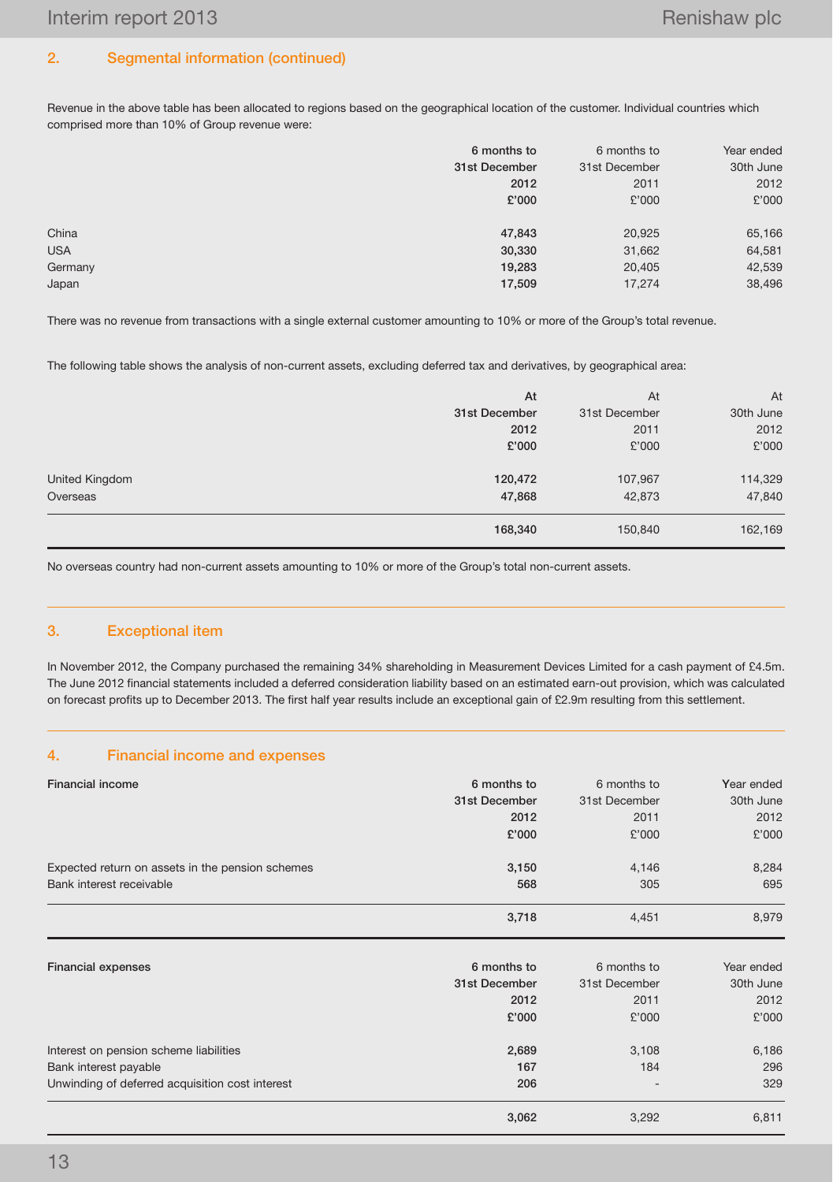## 2. Segmental information (continued)

Revenue in the above table has been allocated to regions based on the geographical location of the customer. Individual countries which comprised more than 10% of Group revenue were:

| | **6 months to 31st December 2012 £'000** | 6 months to 31st December 2011 £'000 | Year ended 30th June 2012 £'000 |
|---|---|---|---|
| China | **47,843** | 20,925 | 65,166 |
| USA | **30,330** | 31,662 | 64,581 |
| Germany | **19,283** | 20,405 | 42,539 |
| Japan | **17,509** | 17,274 | 38,496 |

There was no revenue from transactions with a single external customer amounting to 10% or more of the Group's total revenue.

The following table shows the analysis of non-current assets, excluding deferred tax and derivatives, by geographical area:

| | **At 31st December 2012 £'000** | At 31st December 2011 £'000 | At 30th June 2012 £'000 |
|---|---|---|---|
| United Kingdom | **120,472** | 107,967 | 114,329 |
| Overseas | **47,868** | 42,873 | 47,840 |
| | **168,340** | 150,840 | 162,169 |

No overseas country had non-current assets amounting to 10% or more of the Group's total non-current assets.

## 3. Exceptional item

In November 2012, the Company purchased the remaining 34% shareholding in Measurement Devices Limited for a cash payment of £4.5m. The June 2012 financial statements included a deferred consideration liability based on an estimated earn-out provision, which was calculated on forecast profits up to December 2013. The first half year results include an exceptional gain of £2.9m resulting from this settlement.

## 4. Financial income and expenses

| Financial income | **6 months to 31st December 2012 £'000** | 6 months to 31st December 2011 £'000 | Year ended 30th June 2012 £'000 |
|---|---|---|---|
| Expected return on assets in the pension schemes | **3,150** | 4,146 | 8,284 |
| Bank interest receivable | **568** | 305 | 695 |
| | **3,718** | 4,451 | 8,979 |

| Financial expenses | **6 months to 31st December 2012 £'000** | 6 months to 31st December 2011 £'000 | Year ended 30th June 2012 £'000 |
|---|---|---|---|
| Interest on pension scheme liabilities | **2,689** | 3,108 | 6,186 |
| Bank interest payable | **167** | 184 | 296 |
| Unwinding of deferred acquisition cost interest | **206** | - | 329 |
| | **3,062** | 3,292 | 6,811 |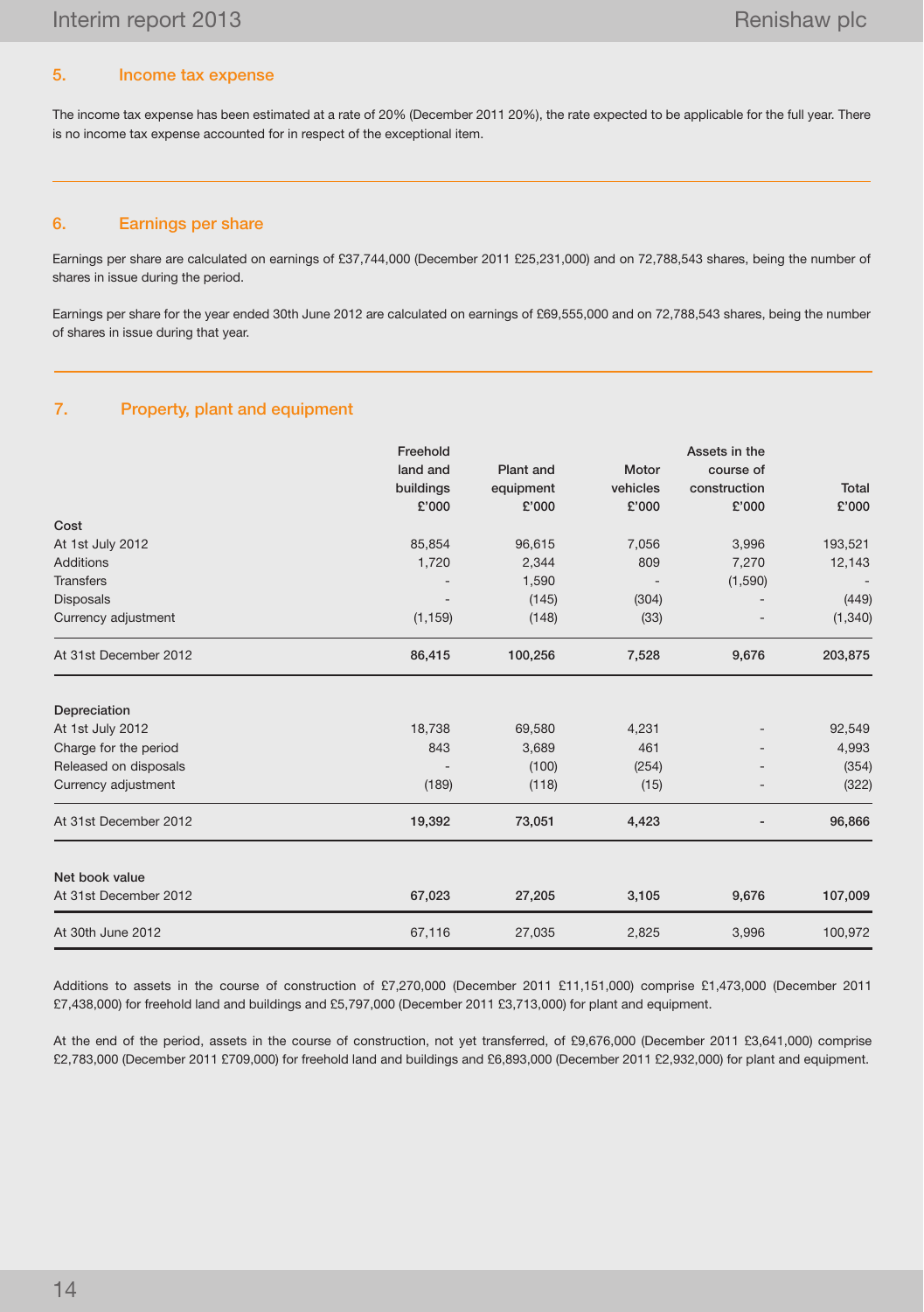## 5. Income tax expense

The income tax expense has been estimated at a rate of 20% (December 2011 20%), the rate expected to be applicable for the full year. There is no income tax expense accounted for in respect of the exceptional item.

## 6. Earnings per share

Earnings per share are calculated on earnings of £37,744,000 (December 2011 £25,231,000) and on 72,788,543 shares, being the number of shares in issue during the period.

Earnings per share for the year ended 30th June 2012 are calculated on earnings of £69,555,000 and on 72,788,543 shares, being the number of shares in issue during that year.

## 7. Property, plant and equipment

| | Freehold land and buildings £'000 | Plant and equipment £'000 | Motor vehicles £'000 | Assets in the course of construction £'000 | Total £'000 |
|---|---|---|---|---|---|
| **Cost** | | | | | |
| At 1st July 2012 | 85,854 | 96,615 | 7,056 | 3,996 | 193,521 |
| Additions | 1,720 | 2,344 | 809 | 7,270 | 12,143 |
| Transfers | - | 1,590 | - | (1,590) | - |
| Disposals | - | (145) | (304) | - | (449) |
| Currency adjustment | (1,159) | (148) | (33) | - | (1,340) |
| **At 31st December 2012** | **86,415** | **100,256** | **7,528** | **9,676** | **203,875** |
| **Depreciation** | | | | | |
| At 1st July 2012 | 18,738 | 69,580 | 4,231 | - | 92,549 |
| Charge for the period | 843 | 3,689 | 461 | - | 4,993 |
| Released on disposals | - | (100) | (254) | - | (354) |
| Currency adjustment | (189) | (118) | (15) | - | (322) |
| **At 31st December 2012** | **19,392** | **73,051** | **4,423** | **-** | **96,866** |
| **Net book value** | | | | | |
| At 31st December 2012 | **67,023** | **27,205** | **3,105** | **9,676** | **107,009** |
| At 30th June 2012 | 67,116 | 27,035 | 2,825 | 3,996 | 100,972 |

Additions to assets in the course of construction of £7,270,000 (December 2011 £11,151,000) comprise £1,473,000 (December 2011 £7,438,000) for freehold land and buildings and £5,797,000 (December 2011 £3,713,000) for plant and equipment.

At the end of the period, assets in the course of construction, not yet transferred, of £9,676,000 (December 2011 £3,641,000) comprise £2,783,000 (December 2011 £709,000) for freehold land and buildings and £6,893,000 (December 2011 £2,932,000) for plant and equipment.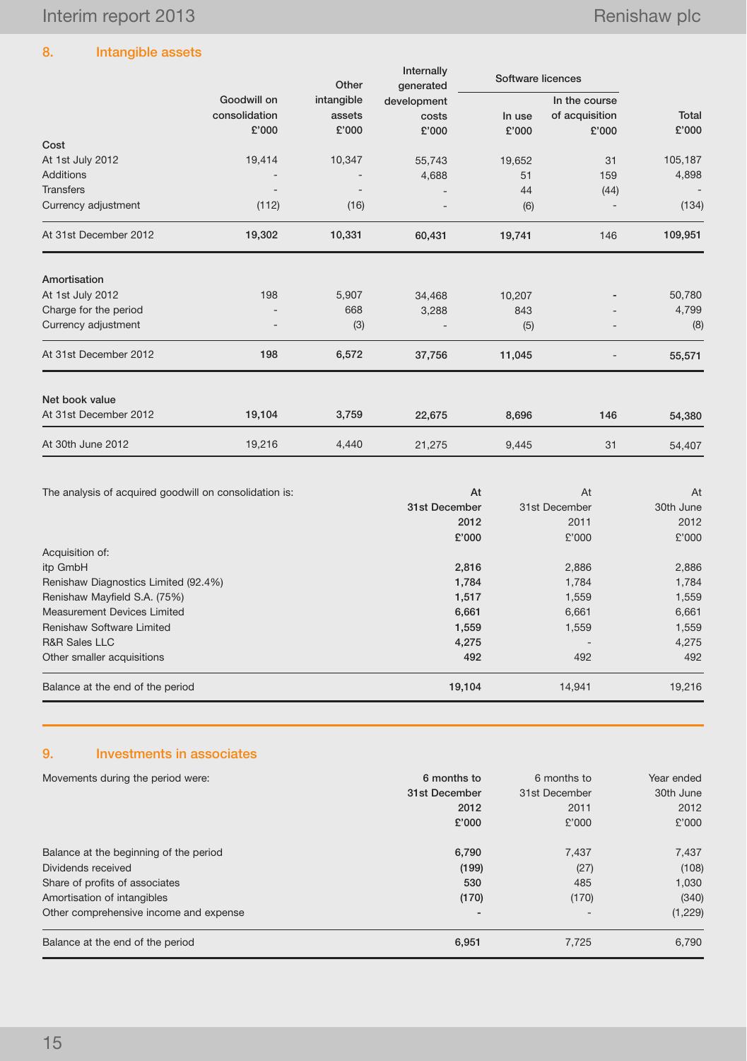## 8. Intangible assets

| | Goodwill on consolidation £'000 | Other intangible assets £'000 | Internally generated development costs £'000 | Software licences | | Total £'000 |
|---|---|---|---|---|---|---|
| | | | | In use £'000 | In the course of acquisition £'000 | |
| **Cost** | | | | | | |
| At 1st July 2012 | 19,414 | 10,347 | 55,743 | 19,652 | 31 | 105,187 |
| Additions | - | - | 4,688 | 51 | 159 | 4,898 |
| Transfers | - | - | - | 44 | (44) | - |
| Currency adjustment | (112) | (16) | - | (6) | - | (134) |
| At 31st December 2012 | **19,302** | **10,331** | **60,431** | **19,741** | 146 | **109,951** |
| **Amortisation** | | | | | | |
| At 1st July 2012 | 198 | 5,907 | 34,468 | 10,207 | - | 50,780 |
| Charge for the period | - | 668 | 3,288 | 843 | - | 4,799 |
| Currency adjustment | - | (3) | - | (5) | - | (8) |
| At 31st December 2012 | **198** | **6,572** | **37,756** | **11,045** | - | **55,571** |
| **Net book value** | | | | | | |
| At 31st December 2012 | **19,104** | **3,759** | **22,675** | **8,696** | **146** | **54,380** |
| At 30th June 2012 | 19,216 | 4,440 | 21,275 | 9,445 | 31 | 54,407 |

| The analysis of acquired goodwill on consolidation is: | At 31st December 2012 £'000 | At 31st December 2011 £'000 | At 30th June 2012 £'000 |
|---|---|---|---|
| Acquisition of: | | | |
| itp GmbH | **2,816** | 2,886 | 2,886 |
| Renishaw Diagnostics Limited (92.4%) | **1,784** | 1,784 | 1,784 |
| Renishaw Mayfield S.A. (75%) | **1,517** | 1,559 | 1,559 |
| Measurement Devices Limited | **6,661** | 6,661 | 6,661 |
| Renishaw Software Limited | **1,559** | 1,559 | 1,559 |
| R&R Sales LLC | **4,275** | - | 4,275 |
| Other smaller acquisitions | **492** | 492 | 492 |
| Balance at the end of the period | **19,104** | 14,941 | 19,216 |

## 9. Investments in associates

| Movements during the period were: | 6 months to 31st December 2012 £'000 | 6 months to 31st December 2011 £'000 | Year ended 30th June 2012 £'000 |
|---|---|---|---|
| Balance at the beginning of the period | **6,790** | 7,437 | 7,437 |
| Dividends received | **(199)** | (27) | (108) |
| Share of profits of associates | **530** | 485 | 1,030 |
| Amortisation of intangibles | **(170)** | (170) | (340) |
| Other comprehensive income and expense | **-** | - | (1,229) |
| Balance at the end of the period | **6,951** | 7,725 | 6,790 |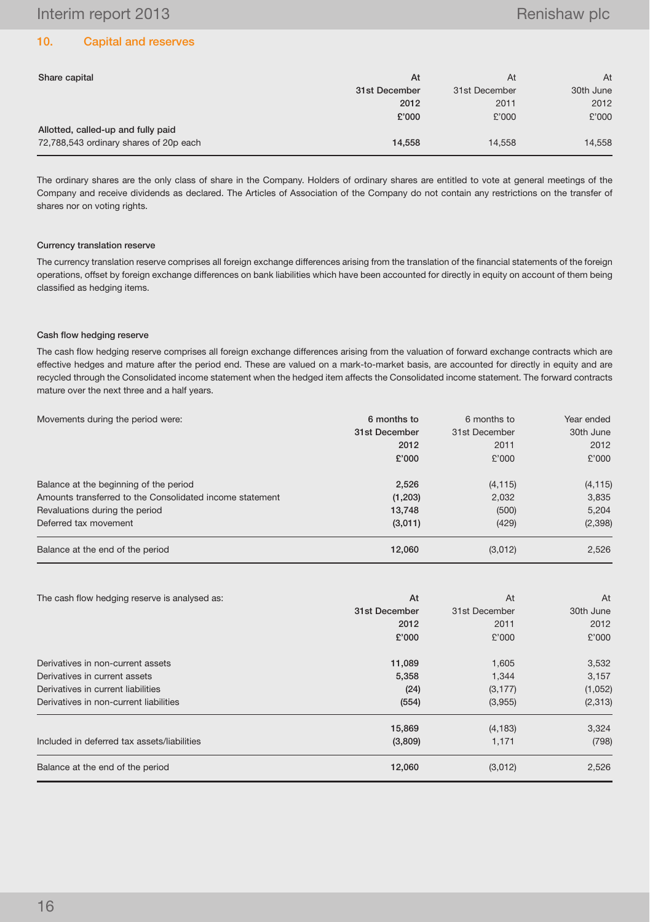## 10. Capital and reserves

| Share capital | At 31st December 2012 £'000 | At 31st December 2011 £'000 | At 30th June 2012 £'000 |
|---|---|---|---|
| **Allotted, called-up and fully paid** | | | |
| 72,788,543 ordinary shares of 20p each | **14,558** | 14,558 | 14,558 |

The ordinary shares are the only class of share in the Company. Holders of ordinary shares are entitled to vote at general meetings of the Company and receive dividends as declared. The Articles of Association of the Company do not contain any restrictions on the transfer of shares nor on voting rights.

### Currency translation reserve

The currency translation reserve comprises all foreign exchange differences arising from the translation of the financial statements of the foreign operations, offset by foreign exchange differences on bank liabilities which have been accounted for directly in equity on account of them being classified as hedging items.

### Cash flow hedging reserve

The cash flow hedging reserve comprises all foreign exchange differences arising from the valuation of forward exchange contracts which are effective hedges and mature after the period end. These are valued on a mark-to-market basis, are accounted for directly in equity and are recycled through the Consolidated income statement when the hedged item affects the Consolidated income statement. The forward contracts mature over the next three and a half years.

| Movements during the period were: | 6 months to 31st December 2012 £'000 | 6 months to 31st December 2011 £'000 | Year ended 30th June 2012 £'000 |
|---|---|---|---|
| Balance at the beginning of the period | **2,526** | (4,115) | (4,115) |
| Amounts transferred to the Consolidated income statement | **(1,203)** | 2,032 | 3,835 |
| Revaluations during the period | **13,748** | (500) | 5,204 |
| Deferred tax movement | **(3,011)** | (429) | (2,398) |
| Balance at the end of the period | **12,060** | (3,012) | 2,526 |

| The cash flow hedging reserve is analysed as: | At 31st December 2012 £'000 | At 31st December 2011 £'000 | At 30th June 2012 £'000 |
|---|---|---|---|
| Derivatives in non-current assets | **11,089** | 1,605 | 3,532 |
| Derivatives in current assets | **5,358** | 1,344 | 3,157 |
| Derivatives in current liabilities | **(24)** | (3,177) | (1,052) |
| Derivatives in non-current liabilities | **(554)** | (3,955) | (2,313) |
| | **15,869** | (4,183) | 3,324 |
| Included in deferred tax assets/liabilities | **(3,809)** | 1,171 | (798) |
| Balance at the end of the period | **12,060** | (3,012) | 2,526 |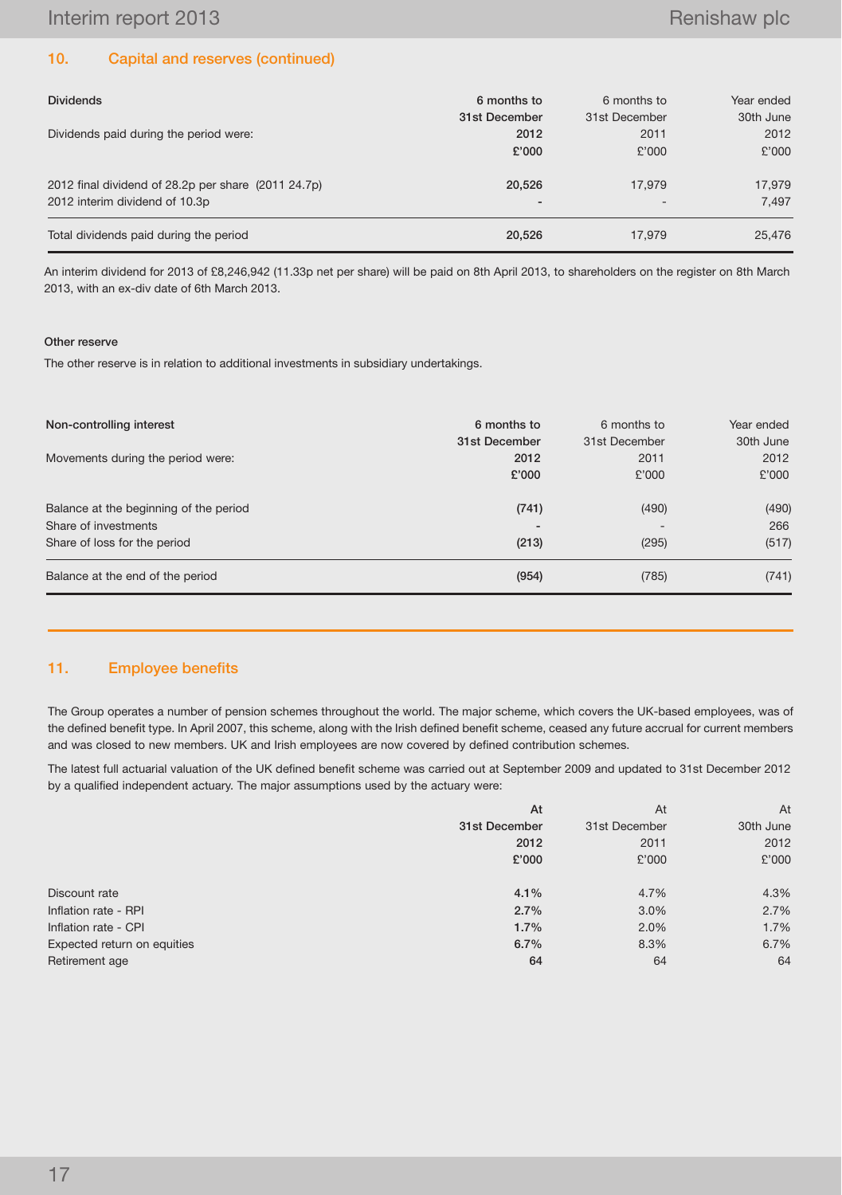## 10. Capital and reserves (continued)

| Dividends | 6 months to 31st December 2012 | 6 months to 31st December 2011 | Year ended 30th June 2012 |
|---|---|---|---|
| Dividends paid during the period were: | £'000 | £'000 | £'000 |
| 2012 final dividend of 28.2p per share (2011 24.7p) | **20,526** | 17,979 | 17,979 |
| 2012 interim dividend of 10.3p | **-** | - | 7,497 |
| Total dividends paid during the period | **20,526** | 17,979 | 25,476 |

An interim dividend for 2013 of £8,246,942 (11.33p net per share) will be paid on 8th April 2013, to shareholders on the register on 8th March 2013, with an ex-div date of 6th March 2013.

**Other reserve**

The other reserve is in relation to additional investments in subsidiary undertakings.

| Non-controlling interest | 6 months to 31st December 2012 | 6 months to 31st December 2011 | Year ended 30th June 2012 |
|---|---|---|---|
| Movements during the period were: | £'000 | £'000 | £'000 |
| Balance at the beginning of the period | **(741)** | (490) | (490) |
| Share of investments | **-** | - | 266 |
| Share of loss for the period | **(213)** | (295) | (517) |
| Balance at the end of the period | **(954)** | (785) | (741) |

## 11. Employee benefits

The Group operates a number of pension schemes throughout the world. The major scheme, which covers the UK-based employees, was of the defined benefit type. In April 2007, this scheme, along with the Irish defined benefit scheme, ceased any future accrual for current members and was closed to new members. UK and Irish employees are now covered by defined contribution schemes.

The latest full actuarial valuation of the UK defined benefit scheme was carried out at September 2009 and updated to 31st December 2012 by a qualified independent actuary. The major assumptions used by the actuary were:

| | At 31st December 2012 £'000 | At 31st December 2011 £'000 | At 30th June 2012 £'000 |
|---|---|---|---|
| Discount rate | **4.1%** | 4.7% | 4.3% |
| Inflation rate - RPI | **2.7%** | 3.0% | 2.7% |
| Inflation rate - CPI | **1.7%** | 2.0% | 1.7% |
| Expected return on equities | **6.7%** | 8.3% | 6.7% |
| Retirement age | **64** | 64 | 64 |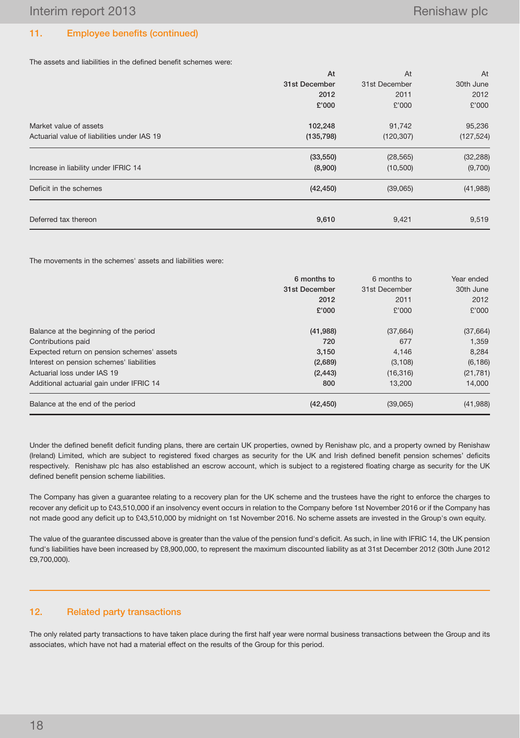## 11. Employee benefits (continued)

The assets and liabilities in the defined benefit schemes were:

| | At 31st December 2012 £'000 | At 31st December 2011 £'000 | At 30th June 2012 £'000 |
|---|---|---|---|
| Market value of assets | **102,248** | 91,742 | 95,236 |
| Actuarial value of liabilities under IAS 19 | **(135,798)** | (120,307) | (127,524) |
| | **(33,550)** | (28,565) | (32,288) |
| Increase in liability under IFRIC 14 | **(8,900)** | (10,500) | (9,700) |
| Deficit in the schemes | **(42,450)** | (39,065) | (41,988) |
| Deferred tax thereon | **9,610** | 9,421 | 9,519 |

The movements in the schemes' assets and liabilities were:

| | 6 months to 31st December 2012 £'000 | 6 months to 31st December 2011 £'000 | Year ended 30th June 2012 £'000 |
|---|---|---|---|
| Balance at the beginning of the period | **(41,988)** | (37,664) | (37,664) |
| Contributions paid | **720** | 677 | 1,359 |
| Expected return on pension schemes' assets | **3,150** | 4,146 | 8,284 |
| Interest on pension schemes' liabilities | **(2,689)** | (3,108) | (6,186) |
| Actuarial loss under IAS 19 | **(2,443)** | (16,316) | (21,781) |
| Additional actuarial gain under IFRIC 14 | **800** | 13,200 | 14,000 |
| Balance at the end of the period | **(42,450)** | (39,065) | (41,988) |

Under the defined benefit deficit funding plans, there are certain UK properties, owned by Renishaw plc, and a property owned by Renishaw (Ireland) Limited, which are subject to registered fixed charges as security for the UK and Irish defined benefit pension schemes' deficits respectively. Renishaw plc has also established an escrow account, which is subject to a registered floating charge as security for the UK defined benefit pension scheme liabilities.

The Company has given a guarantee relating to a recovery plan for the UK scheme and the trustees have the right to enforce the charges to recover any deficit up to £43,510,000 if an insolvency event occurs in relation to the Company before 1st November 2016 or if the Company has not made good any deficit up to £43,510,000 by midnight on 1st November 2016. No scheme assets are invested in the Group's own equity.

The value of the guarantee discussed above is greater than the value of the pension fund's deficit. As such, in line with IFRIC 14, the UK pension fund's liabilities have been increased by £8,900,000, to represent the maximum discounted liability as at 31st December 2012 (30th June 2012 £9,700,000).

## 12. Related party transactions

The only related party transactions to have taken place during the first half year were normal business transactions between the Group and its associates, which have not had a material effect on the results of the Group for this period.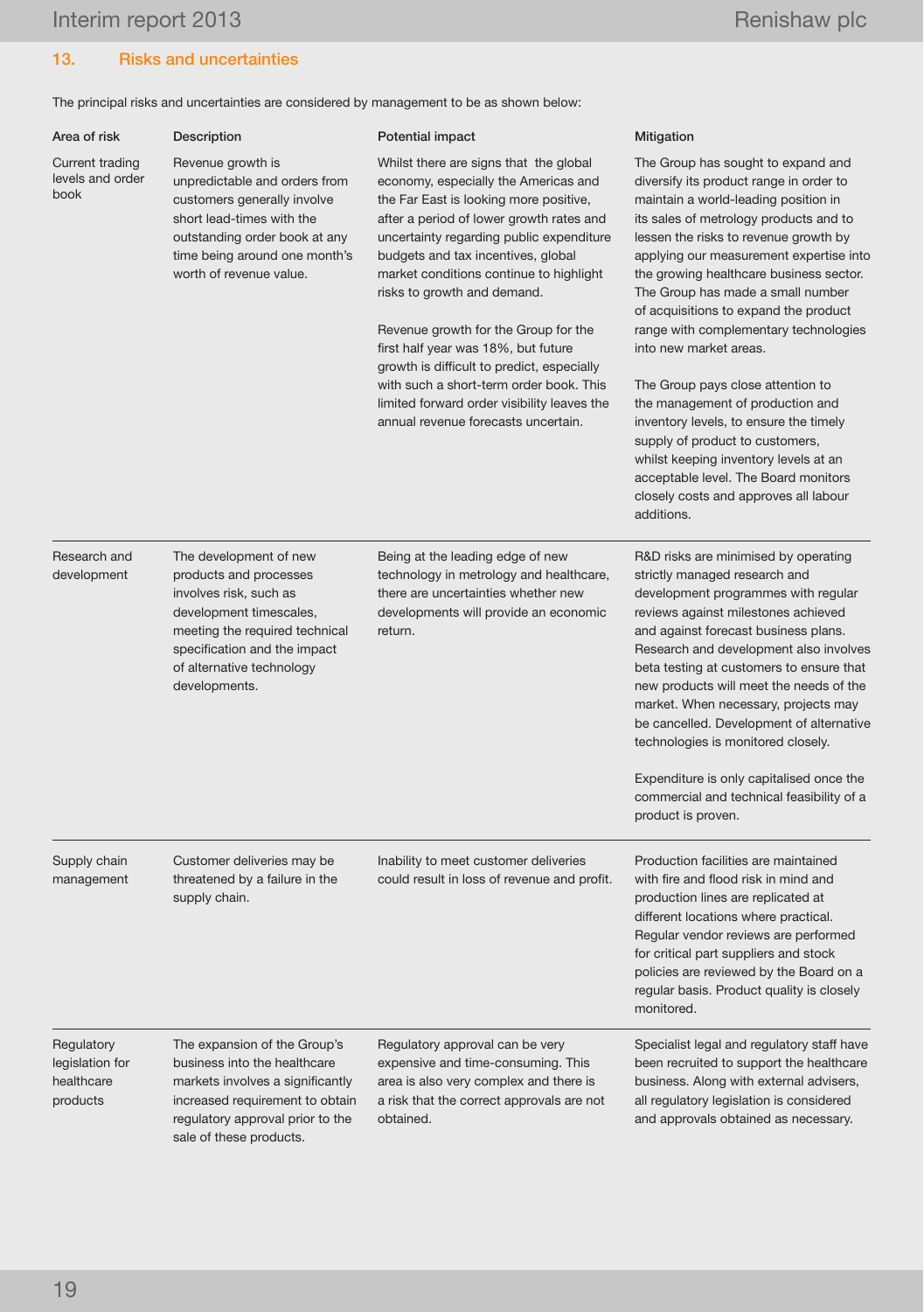## 13. Risks and uncertainties

The principal risks and uncertainties are considered by management to be as shown below:

| Area of risk | Description | Potential impact | Mitigation |
|---|---|---|---|
| Current trading levels and order book | Revenue growth is unpredictable and orders from customers generally involve short lead-times with the outstanding order book at any time being around one month's worth of revenue value. | Whilst there are signs that the global economy, especially the Americas and the Far East is looking more positive, after a period of lower growth rates and uncertainty regarding public expenditure budgets and tax incentives, global market conditions continue to highlight risks to growth and demand.<br><br>Revenue growth for the Group for the first half year was 18%, but future growth is difficult to predict, especially with such a short-term order book. This limited forward order visibility leaves the annual revenue forecasts uncertain. | The Group has sought to expand and diversify its product range in order to maintain a world-leading position in its sales of metrology products and to lessen the risks to revenue growth by applying our measurement expertise into the growing healthcare business sector. The Group has made a small number of acquisitions to expand the product range with complementary technologies into new market areas.<br><br>The Group pays close attention to the management of production and inventory levels, to ensure the timely supply of product to customers, whilst keeping inventory levels at an acceptable level. The Board monitors closely costs and approves all labour additions. |
| Research and development | The development of new products and processes involves risk, such as development timescales, meeting the required technical specification and the impact of alternative technology developments. | Being at the leading edge of new technology in metrology and healthcare, there are uncertainties whether new developments will provide an economic return. | R&D risks are minimised by operating strictly managed research and development programmes with regular reviews against milestones achieved and against forecast business plans. Research and development also involves beta testing at customers to ensure that new products will meet the needs of the market. When necessary, projects may be cancelled. Development of alternative technologies is monitored closely.<br><br>Expenditure is only capitalised once the commercial and technical feasibility of a product is proven. |
| Supply chain management | Customer deliveries may be threatened by a failure in the supply chain. | Inability to meet customer deliveries could result in loss of revenue and profit. | Production facilities are maintained with fire and flood risk in mind and production lines are replicated at different locations where practical. Regular vendor reviews are performed for critical part suppliers and stock policies are reviewed by the Board on a regular basis. Product quality is closely monitored. |
| Regulatory legislation for healthcare products | The expansion of the Group's business into the healthcare markets involves a significantly increased requirement to obtain regulatory approval prior to the sale of these products. | Regulatory approval can be very expensive and time-consuming. This area is also very complex and there is a risk that the correct approvals are not obtained. | Specialist legal and regulatory staff have been recruited to support the healthcare business. Along with external advisers, all regulatory legislation is considered and approvals obtained as necessary. |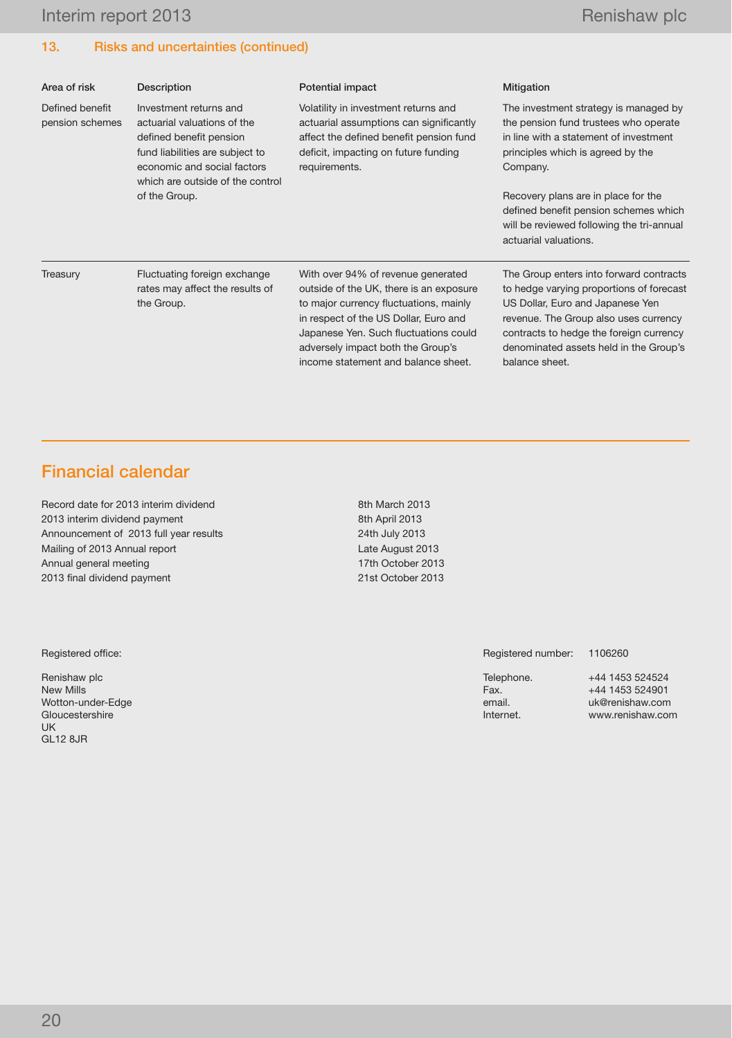### 13. Risks and uncertainties (continued)

| Area of risk | Description | Potential impact | Mitigation |
|---|---|---|---|
| Defined benefit pension schemes | Investment returns and actuarial valuations of the defined benefit pension fund liabilities are subject to economic and social factors which are outside of the control of the Group. | Volatility in investment returns and actuarial assumptions can significantly affect the defined benefit pension fund deficit, impacting on future funding requirements. | The investment strategy is managed by the pension fund trustees who operate in line with a statement of investment principles which is agreed by the Company.<br><br>Recovery plans are in place for the defined benefit pension schemes which will be reviewed following the tri-annual actuarial valuations. |
| Treasury | Fluctuating foreign exchange rates may affect the results of the Group. | With over 94% of revenue generated outside of the UK, there is an exposure to major currency fluctuations, mainly in respect of the US Dollar, Euro and Japanese Yen. Such fluctuations could adversely impact both the Group's income statement and balance sheet. | The Group enters into forward contracts to hedge varying proportions of forecast US Dollar, Euro and Japanese Yen revenue. The Group also uses currency contracts to hedge the foreign currency denominated assets held in the Group's balance sheet. |

## Financial calendar

| | |
|---|---|
| Record date for 2013 interim dividend | 8th March 2013 |
| 2013 interim dividend payment | 8th April 2013 |
| Announcement of 2013 full year results | 24th July 2013 |
| Mailing of 2013 Annual report | Late August 2013 |
| Annual general meeting | 17th October 2013 |
| 2013 final dividend payment | 21st October 2013 |

Registered office:

Renishaw plc
New Mills
Wotton-under-Edge
Gloucestershire
UK
GL12 8JR

| | |
|---|---|
| Registered number: | 1106260 |
| Telephone. | +44 1453 524524 |
| Fax. | +44 1453 524901 |
| email. | uk@renishaw.com |
| Internet. | www.renishaw.com |